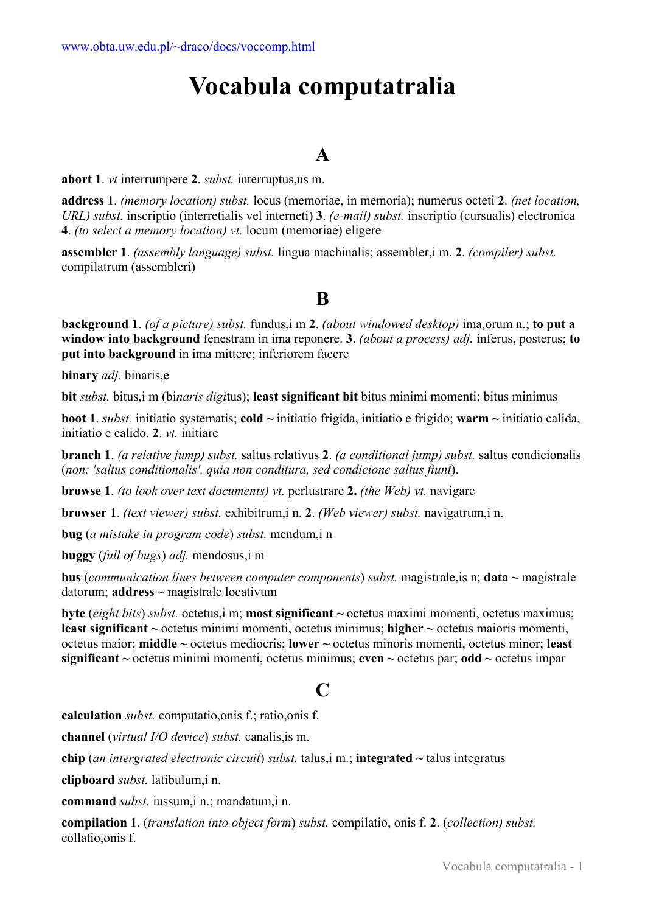www.obta.uw.edu.pl/~draco/docs/voccomp.html

# Vocabula computatralia

## A

**abort 1**. *vt* interrumpere **2**. *subst.* interruptus,us m.

**address 1**. *(memory location) subst.* locus (memoriae, in memoria); numerus octeti **2**. *(net location, URL) subst.* inscriptio (interretialis vel interneti) **3**. *(e-mail) subst.* inscriptio (cursualis) electronica **4**. *(to select a memory location) vt.* locum (memoriae) eligere

**assembler 1**. *(assembly language) subst.* lingua machinalis; assembler,i m. **2**. *(compiler) subst.* compilatrum (assembleri)

## B

**background 1**. *(of a picture) subst.* fundus,i m **2**. *(about windowed desktop)* ima,orum n.; **to put a window into background** fenestram in ima reponere. **3**. *(about a process) adj.* inferus, posterus; **to put into background** in ima mittere; inferiorem facere

**binary** *adj.* binaris,e

**bit** *subst.* bitus,i m (bi*naris digi*tus); **least significant bit** bitus minimi momenti; bitus minimus

**boot 1**. *subst.* initiatio systematis; **cold ~** initiatio frigida, initiatio e frigido; **warm ~** initiatio calida, initiatio e calido. **2**. *vt.* initiare

**branch 1**. *(a relative jump) subst.* saltus relativus **2**. *(a conditional jump) subst.* saltus condicionalis (*non: 'saltus conditionalis', quia non conditura, sed condicione saltus fiunt*).

**browse 1**. *(to look over text documents) vt.* perlustrare **2.** *(the Web) vt.* navigare

**browser 1**. *(text viewer) subst.* exhibitrum,i n. **2**. *(Web viewer) subst.* navigatrum,i n.

**bug** (*a mistake in program code*) *subst.* mendum,i n

**buggy** (*full of bugs*) *adj.* mendosus,i m

**bus** (*communication lines between computer components*) *subst.* magistrale,is n; **data ~** magistrale datorum; **address ~** magistrale locativum

**byte** (*eight bits*) *subst.* octetus,i m; **most significant ~** octetus maximi momenti, octetus maximus; **least significant ~** octetus minimi momenti, octetus minimus; **higher ~** octetus maioris momenti, octetus maior; **middle ~** octetus mediocris; **lower ~** octetus minoris momenti, octetus minor; **least significant ~** octetus minimi momenti, octetus minimus; **even ~** octetus par; **odd ~** octetus impar

## C

**calculation** *subst.* computatio,onis f.; ratio,onis f.

**channel** (*virtual I/O device*) *subst.* canalis,is m.

**chip** (*an intergrated electronic circuit*) *subst.* talus,i m.; **integrated ~** talus integratus

**clipboard** *subst.* latibulum,i n.

**command** *subst.* iussum,i n.; mandatum,i n.

**compilation 1**. (*translation into object form*) *subst.* compilatio, onis f. **2**. (*collection) subst.* collatio,onis f.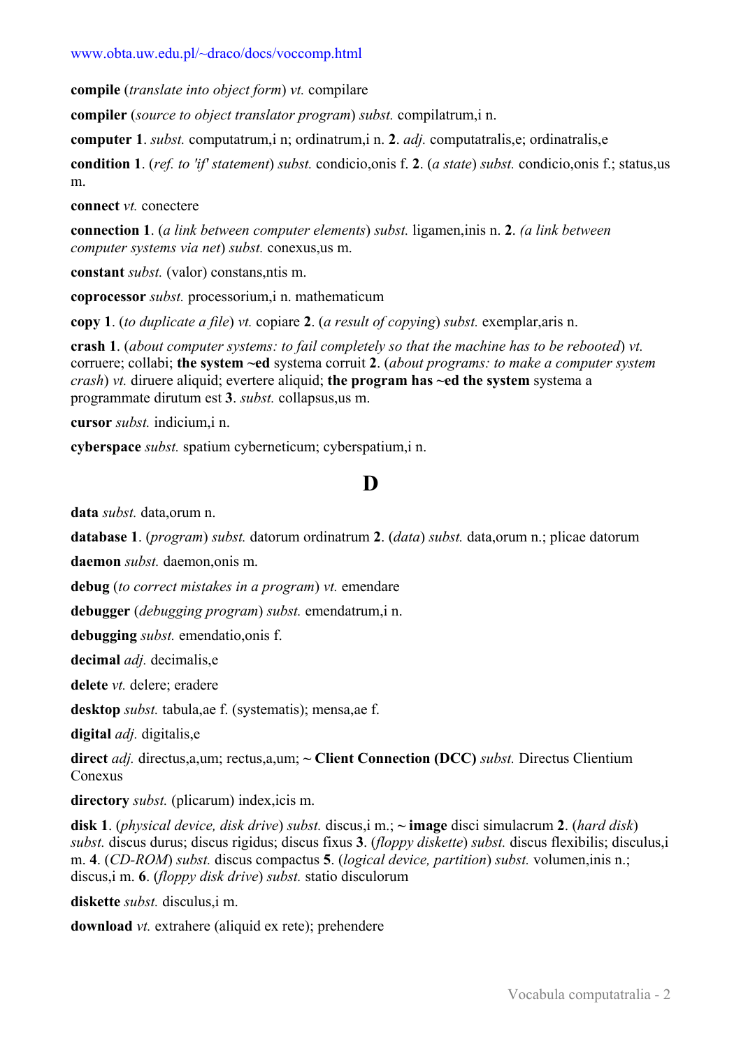**compile** (*translate into object form*) *vt.* compilare

**compiler** (*source to object translator program*) *subst.* compilatrum,i n.

**computer** **1**. *subst.* computatrum,i n; ordinatrum,i n. **2**. *adj.* computatralis,e; ordinatralis,e

**condition** **1**. (*ref. to 'if' statement*) *subst.* condicio,onis f. **2**. (*a state*) *subst.* condicio,onis f.; status,us m.

**connect** *vt.* conectere

**connection** **1**. (*a link between computer elements*) *subst.* ligamen,inis n. **2**. *(a link between computer systems via net*) *subst.* conexus,us m.

**constant** *subst.* (valor) constans,ntis m.

**coprocessor** *subst.* processorium,i n. mathematicum

**copy** **1**. (*to duplicate a file*) *vt.* copiare **2**. (*a result of copying*) *subst.* exemplar,aris n.

**crash** **1**. (*about computer systems: to fail completely so that the machine has to be rebooted*) *vt.* corruere; collabi; **the system ~ed** systema corruit **2**. (*about programs: to make a computer system crash*) *vt.* diruere aliquid; evertere aliquid; **the program has ~ed the system** systema a programmate dirutum est **3**. *subst.* collapsus,us m.

**cursor** *subst.* indicium,i n.

**cyberspace** *subst.* spatium cyberneticum; cyberspatium,i n.

# D

**data** *subst.* data,orum n.

**database** **1**. (*program*) *subst.* datorum ordinatrum **2**. (*data*) *subst.* data,orum n.; plicae datorum

**daemon** *subst.* daemon,onis m.

**debug** (*to correct mistakes in a program*) *vt.* emendare

**debugger** (*debugging program*) *subst.* emendatrum,i n.

**debugging** *subst.* emendatio,onis f.

**decimal** *adj.* decimalis,e

**delete** *vt.* delere; eradere

**desktop** *subst.* tabula,ae f. (systematis); mensa,ae f.

**digital** *adj.* digitalis,e

**direct** *adj.* directus,a,um; rectus,a,um; **~ Client Connection (DCC)** *subst.* Directus Clientium Conexus

**directory** *subst.* (plicarum) index,icis m.

**disk** **1**. (*physical device, disk drive*) *subst.* discus,i m.; **~ image** disci simulacrum **2**. (*hard disk*) *subst.* discus durus; discus rigidus; discus fixus **3**. (*floppy diskette*) *subst.* discus flexibilis; disculus,i m. **4**. (*CD-ROM*) *subst.* discus compactus **5**. (*logical device, partition*) *subst.* volumen,inis n.; discus,i m. **6**. (*floppy disk drive*) *subst.* statio disculorum

**diskette** *subst.* disculus,i m.

**download** *vt.* extrahere (aliquid ex rete); prehendere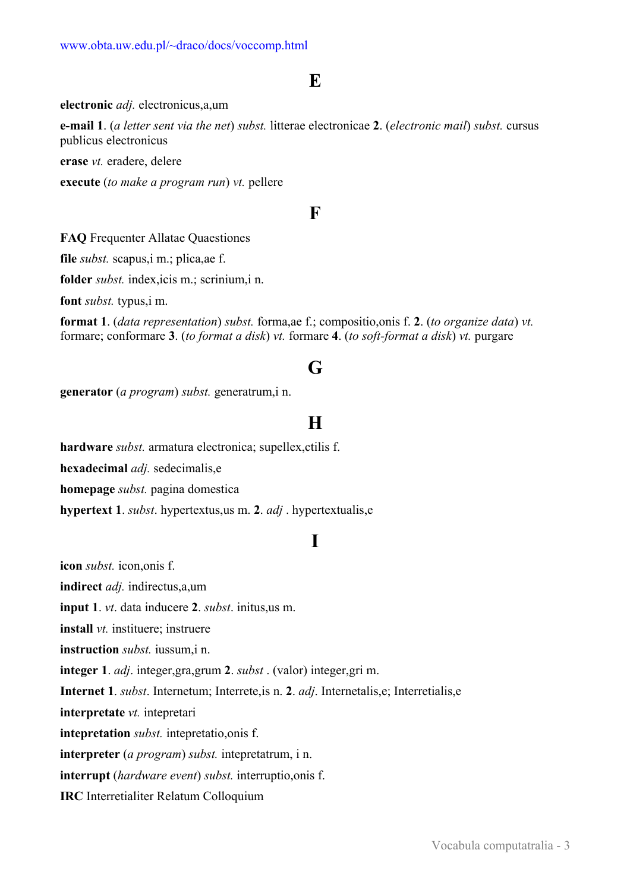www.obta.uw.edu.pl/~draco/docs/voccomp.html

## E

**electronic** *adj.* electronicus,a,um

**e-mail** **1**. (*a letter sent via the net*) *subst.* litterae electronicae **2**. (*electronic mail*) *subst.* cursus publicus electronicus

**erase** *vt.* eradere, delere

**execute** (*to make a program run*) *vt.* pellere

## F

**FAQ** Frequenter Allatae Quaestiones

**file** *subst.* scapus,i m.; plica,ae f.

**folder** *subst.* index,icis m.; scrinium,i n.

**font** *subst.* typus,i m.

**format** **1**. (*data representation*) *subst.* forma,ae f.; compositio,onis f. **2**. (*to organize data*) *vt.* formare; conformare **3**. (*to format a disk*) *vt.* formare **4**. (*to soft-format a disk*) *vt.* purgare

## G

**generator** (*a program*) *subst.* generatrum,i n.

## H

**hardware** *subst.* armatura electronica; supellex,ctilis f.

**hexadecimal** *adj.* sedecimalis,e

**homepage** *subst.* pagina domestica

**hypertext** **1**. *subst*. hypertextus,us m. **2**. *adj* . hypertextualis,e

## I

**icon** *subst.* icon,onis f.

**indirect** *adj.* indirectus,a,um

**input** **1**. *vt*. data inducere **2**. *subst*. initus,us m.

**install** *vt.* instituere; instruere

**instruction** *subst.* iussum,i n.

**integer** **1**. *adj*. integer,gra,grum **2**. *subst* . (valor) integer,gri m.

**Internet** **1**. *subst*. Internetum; Interrete,is n. **2**. *adj*. Internetalis,e; Interretialis,e

**interpretate** *vt.* intepretari

**intepretation** *subst.* intepretatio,onis f.

**interpreter** (*a program*) *subst.* intepretatrum, i n.

**interrupt** (*hardware event*) *subst.* interruptio,onis f.

**IRC** Interretialiter Relatum Colloquium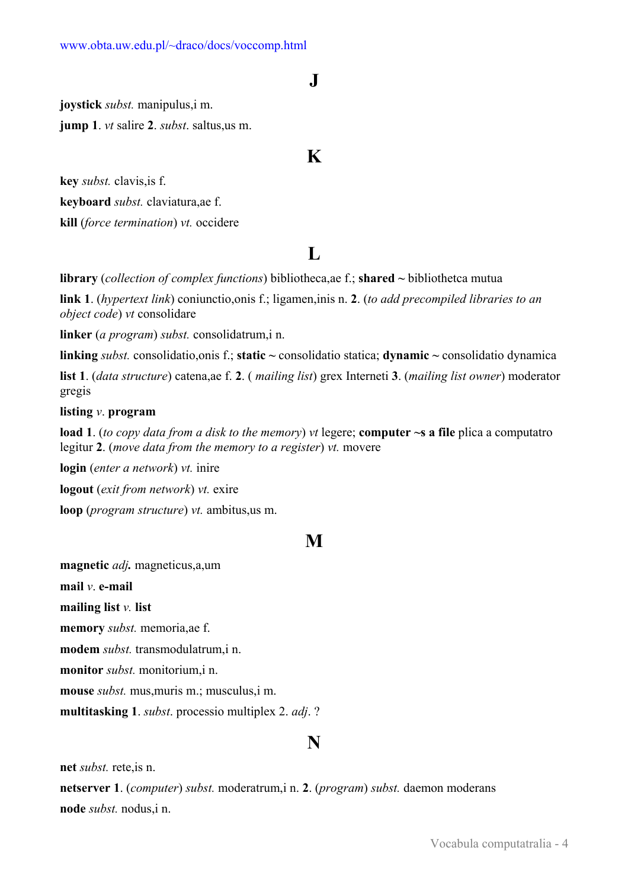## J

**joystick** *subst.* manipulus,i m.

**jump 1**. *vt* salire **2**. *subst*. saltus,us m.

## K

**key** *subst.* clavis,is f.

**keyboard** *subst.* claviatura,ae f.

**kill** (*force termination*) *vt.* occidere

## L

**library** (*collection of complex functions*) bibliotheca,ae f.; **shared ~** bibliothetca mutua

**link 1**. (*hypertext link*) coniunctio,onis f.; ligamen,inis n. **2**. (*to add precompiled libraries to an object code*) *vt* consolidare

**linker** (*a program*) *subst.* consolidatrum,i n.

**linking** *subst.* consolidatio,onis f.; **static ~** consolidatio statica; **dynamic ~** consolidatio dynamica

**list 1**. (*data structure*) catena,ae f. **2**. ( *mailing list*) grex Interneti **3**. (*mailing list owner*) moderator gregis

**listing** *v*. **program**

**load 1**. (*to copy data from a disk to the memory*) *vt* legere; **computer ~s a file** plica a computatro legitur **2**. (*move data from the memory to a register*) *vt.* movere

**login** (*enter a network*) *vt.* inire

**logout** (*exit from network*) *vt.* exire

**loop** (*program structure*) *vt.* ambitus,us m.

## M

**magnetic** *adj.* magneticus,a,um

**mail** *v*. **e-mail**

**mailing list** *v.* **list**

**memory** *subst.* memoria,ae f.

**modem** *subst.* transmodulatrum,i n.

**monitor** *subst.* monitorium,i n.

**mouse** *subst.* mus,muris m.; musculus,i m.

**multitasking 1**. *subst*. processio multiplex 2. *adj*. ?

## N

**net** *subst.* rete,is n.

**netserver 1**. (*computer*) *subst.* moderatrum,i n. **2**. (*program*) *subst.* daemon moderans

**node** *subst.* nodus,i n.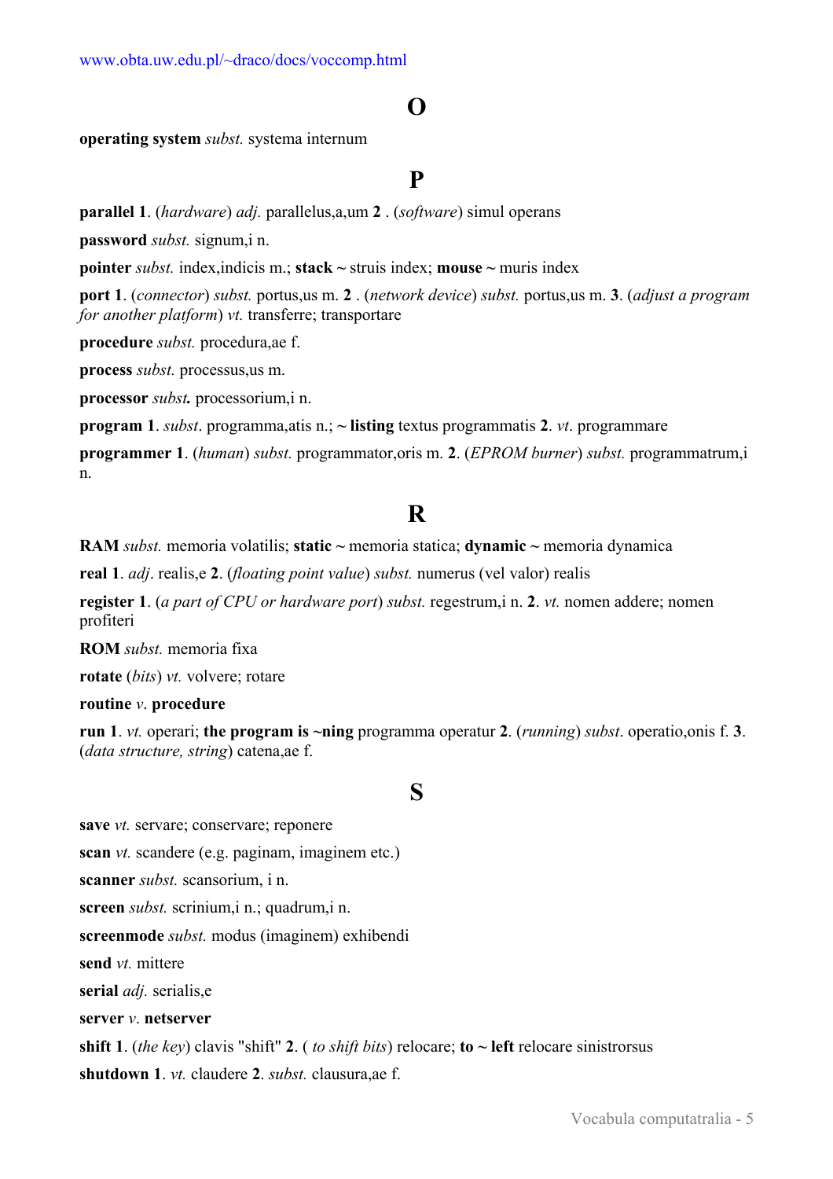## O

**operating system** *subst.* systema internum

## P

**parallel 1**. (*hardware*) *adj.* parallelus,a,um **2** . (*software*) simul operans

**password** *subst.* signum,i n.

**pointer** *subst.* index,indicis m.; **stack ~** struis index; **mouse ~** muris index

**port 1**. (*connector*) *subst.* portus,us m. **2** . (*network device*) *subst.* portus,us m. **3**. (*adjust a program for another platform*) *vt.* transferre; transportare

**procedure** *subst.* procedura,ae f.

**process** *subst.* processus,us m.

**processor** *subst.* processorium,i n.

**program 1**. *subst*. programma,atis n.; **~ listing** textus programmatis **2**. *vt*. programmare

**programmer 1**. (*human*) *subst.* programmator,oris m. **2**. (*EPROM burner*) *subst.* programmatrum,i n.

## R

**RAM** *subst.* memoria volatilis; **static ~** memoria statica; **dynamic ~** memoria dynamica

**real 1**. *adj*. realis,e **2**. (*floating point value*) *subst.* numerus (vel valor) realis

**register 1**. (*a part of CPU or hardware port*) *subst.* regestrum,i n. **2**. *vt.* nomen addere; nomen profiteri

**ROM** *subst.* memoria fixa

**rotate** (*bits*) *vt.* volvere; rotare

**routine** *v*. **procedure**

**run 1**. *vt.* operari; **the program is ~ning** programma operatur **2**. (*running*) *subst*. operatio,onis f. **3**. (*data structure, string*) catena,ae f.

## S

**save** *vt.* servare; conservare; reponere

**scan** *vt.* scandere (e.g. paginam, imaginem etc.)

**scanner** *subst.* scansorium, i n.

**screen** *subst.* scrinium,i n.; quadrum,i n.

**screenmode** *subst.* modus (imaginem) exhibendi

**send** *vt.* mittere

**serial** *adj.* serialis,e

**server** *v*. **netserver**

**shift 1**. (*the key*) clavis "shift" **2**. ( *to shift bits*) relocare; **to ~ left** relocare sinistrorsus

**shutdown 1**. *vt.* claudere **2**. *subst.* clausura,ae f.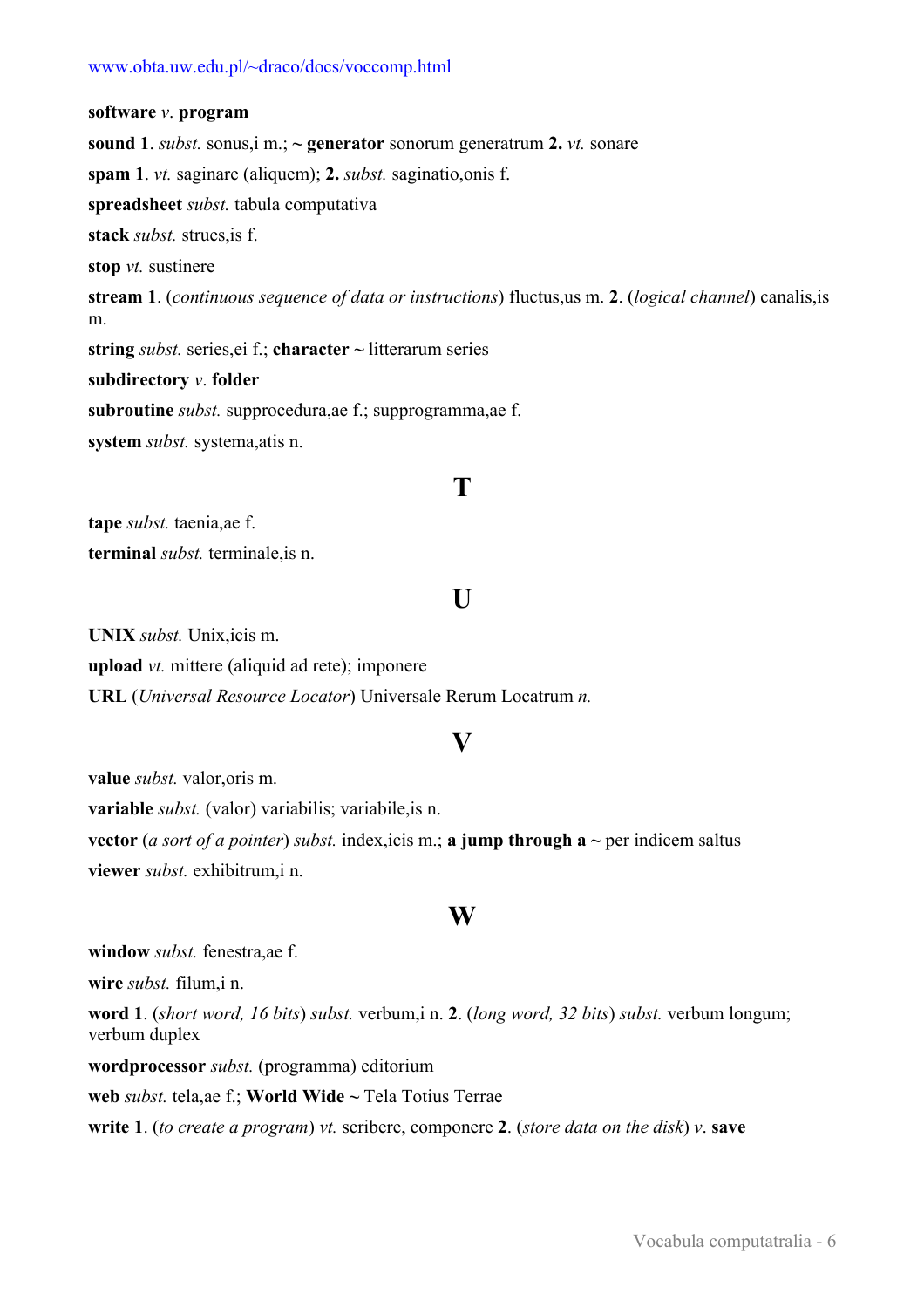**software** *v.* **program**

**sound 1**. *subst.* sonus,i m.; **~ generator** sonorum generatrum **2.** *vt.* sonare

**spam 1**. *vt.* saginare (aliquem); **2.** *subst.* saginatio,onis f.

**spreadsheet** *subst.* tabula computativa

**stack** *subst.* strues,is f.

**stop** *vt.* sustinere

**stream 1**. (*continuous sequence of data or instructions*) fluctus,us m. **2**. (*logical channel*) canalis,is m.

**string** *subst.* series,ei f.; **character ~** litterarum series

**subdirectory** *v.* **folder**

**subroutine** *subst.* supprocedura,ae f.; supprogramma,ae f.

**system** *subst.* systema,atis n.

## T

**tape** *subst.* taenia,ae f.

**terminal** *subst.* terminale,is n.

## U

**UNIX** *subst.* Unix,icis m.

**upload** *vt.* mittere (aliquid ad rete); imponere

**URL** (*Universal Resource Locator*) Universale Rerum Locatrum *n.*

## V

**value** *subst.* valor,oris m.

**variable** *subst.* (valor) variabilis; variabile,is n.

**vector** (*a sort of a pointer*) *subst.* index,icis m.; **a jump through a ~** per indicem saltus

**viewer** *subst.* exhibitrum,i n.

## W

**window** *subst.* fenestra,ae f.

**wire** *subst.* filum,i n.

**word 1**. (*short word, 16 bits*) *subst.* verbum,i n. **2**. (*long word, 32 bits*) *subst.* verbum longum; verbum duplex

**wordprocessor** *subst.* (programma) editorium

**web** *subst.* tela,ae f.; **World Wide ~** Tela Totius Terrae

**write 1**. (*to create a program*) *vt.* scribere, componere **2**. (*store data on the disk*) *v.* **save**